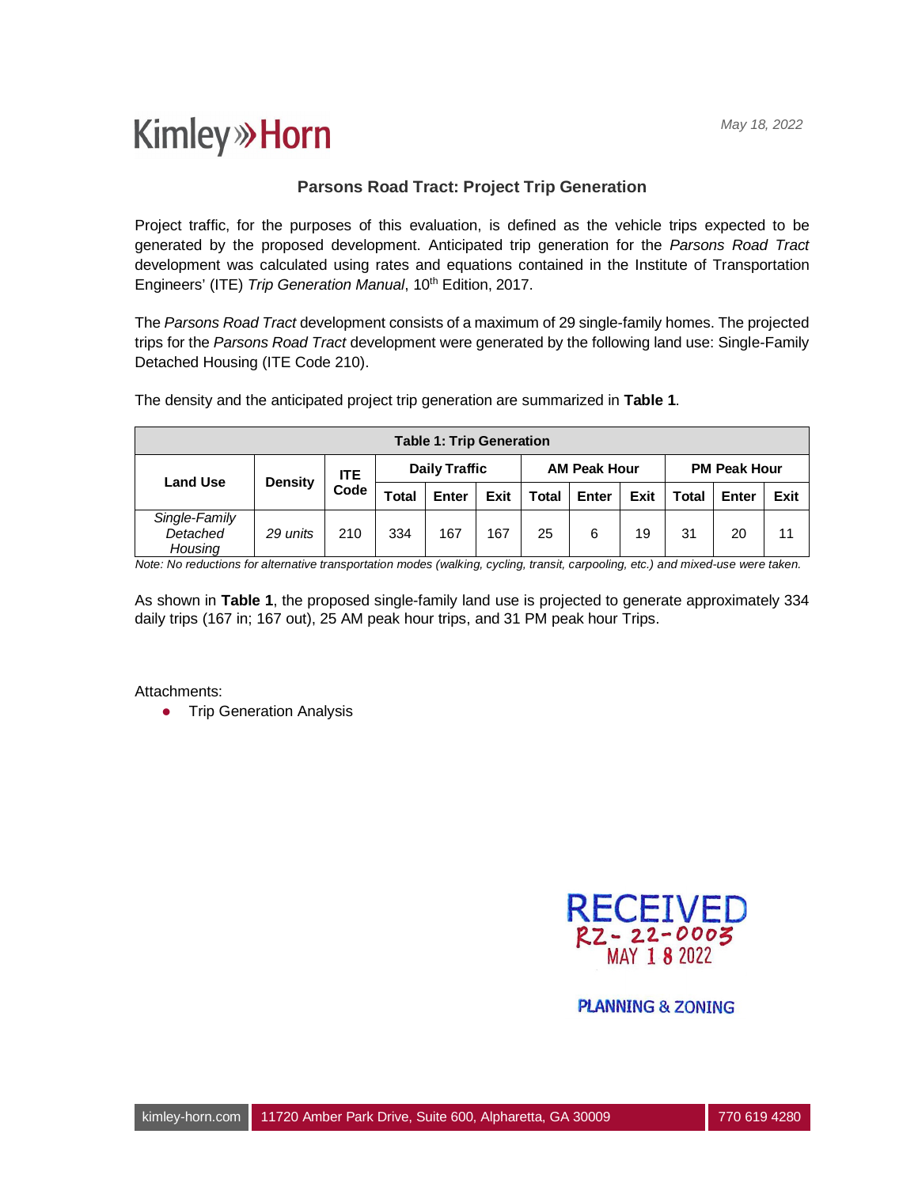Kimley»Horn

*May 18, 2022*

## Parsons Road Tract: Project Trip Generation

Project traffic, for the purposes of this evaluation, is defined as the vehicle trips expected to be generated by the proposed development. Anticipated trip generation for the *Parsons Road Tract* development was calculated using rates and equations contained in the Institute of Transportation Engineers' (ITE) *Trip Generation Manual*, 10th Edition, 2017.

The *Parsons Road Tract* development consists of a maximum of 29 single-family homes. The projected trips for the *Parsons Road Tract* development were generated by the following land use: Single-Family Detached Housing (ITE Code 210).

The density and the anticipated project trip generation are summarized in **Table 1**.

**Table 1: Trip Generation**

| Land Use | Density | ITE Code | Daily Traffic | | | AM Peak Hour | | | PM Peak Hour | | |
|---|---|---|---|---|---|---|---|---|---|---|---|
| | | | Total | Enter | Exit | Total | Enter | Exit | Total | Enter | Exit |
| *Single-Family Detached Housing* | *29 units* | 210 | 334 | 167 | 167 | 25 | 6 | 19 | 31 | 20 | 11 |

*Note: No reductions for alternative transportation modes (walking, cycling, transit, carpooling, etc.) and mixed-use were taken.*

As shown in **Table 1**, the proposed single-family land use is projected to generate approximately 334 daily trips (167 in; 167 out), 25 AM peak hour trips, and 31 PM peak hour Trips.

Attachments:

- Trip Generation Analysis

RECEIVED
RZ-22-0003
MAY 18 2022
PLANNING & ZONING

kimley-horn.com | 11720 Amber Park Drive, Suite 600, Alpharetta, GA 30009 | 770 619 4280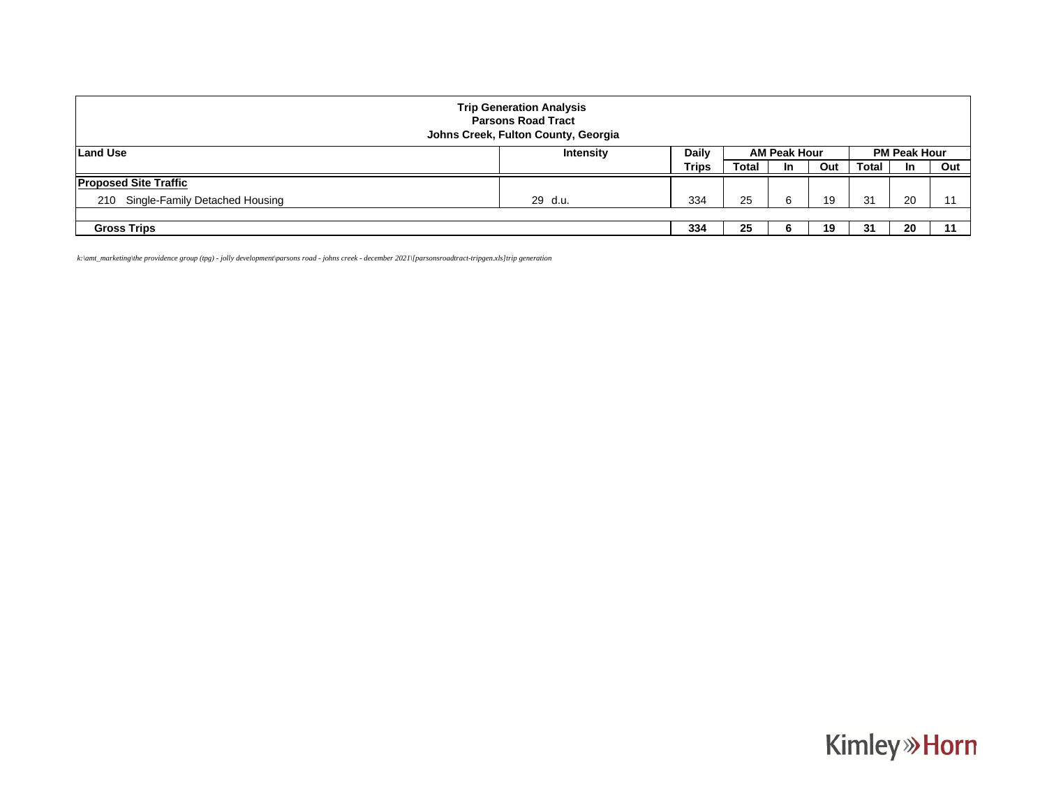**Trip Generation Analysis**
**Parsons Road Tract**
**Johns Creek, Fulton County, Georgia**

| Land Use | Intensity | Daily | AM Peak Hour | | | PM Peak Hour | | |
|---|---|---|---|---|---|---|---|---|
| | | Trips | Total | In | Out | Total | In | Out |
| **Proposed Site Traffic** | | | | | | | | |
| 210 Single-Family Detached Housing | 29 d.u. | 334 | 25 | 6 | 19 | 31 | 20 | 11 |
| | | | | | | | | |
| **Gross Trips** | | **334** | **25** | **6** | **19** | **31** | **20** | **11** |

*k:\amt_marketing\the providence group (tpg) - jolly development\parsons road - johns creek - december 2021\[parsonsroadtract-tripgen.xls]trip generation*

Kimley»Horn